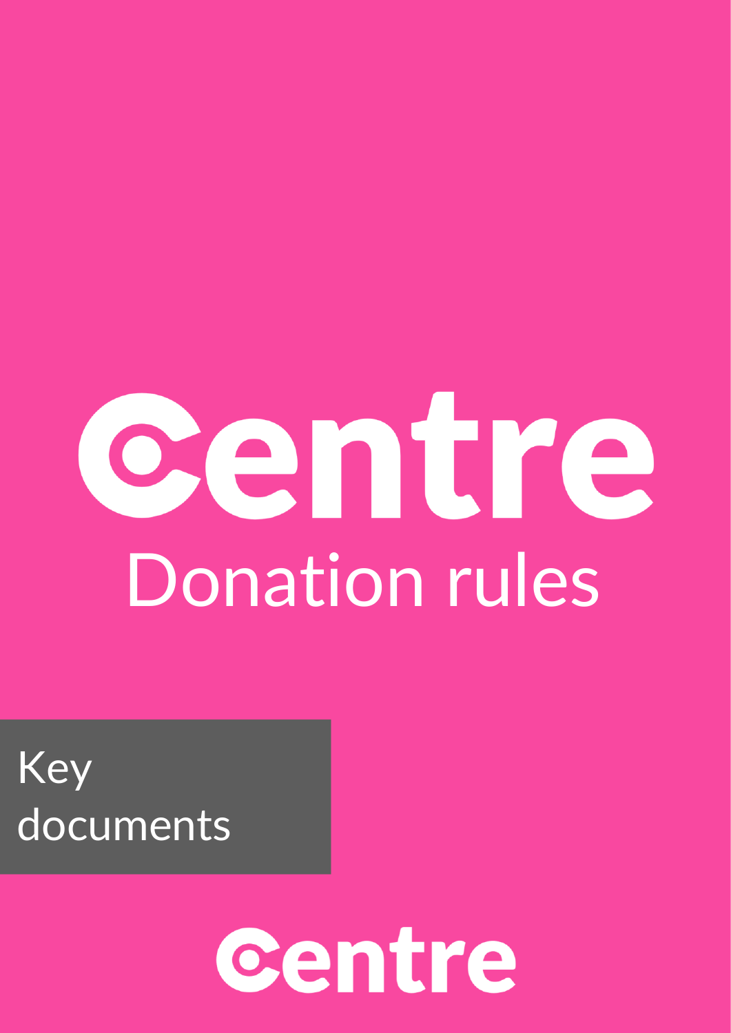# Centre

## Donation rules

Key documents

Centre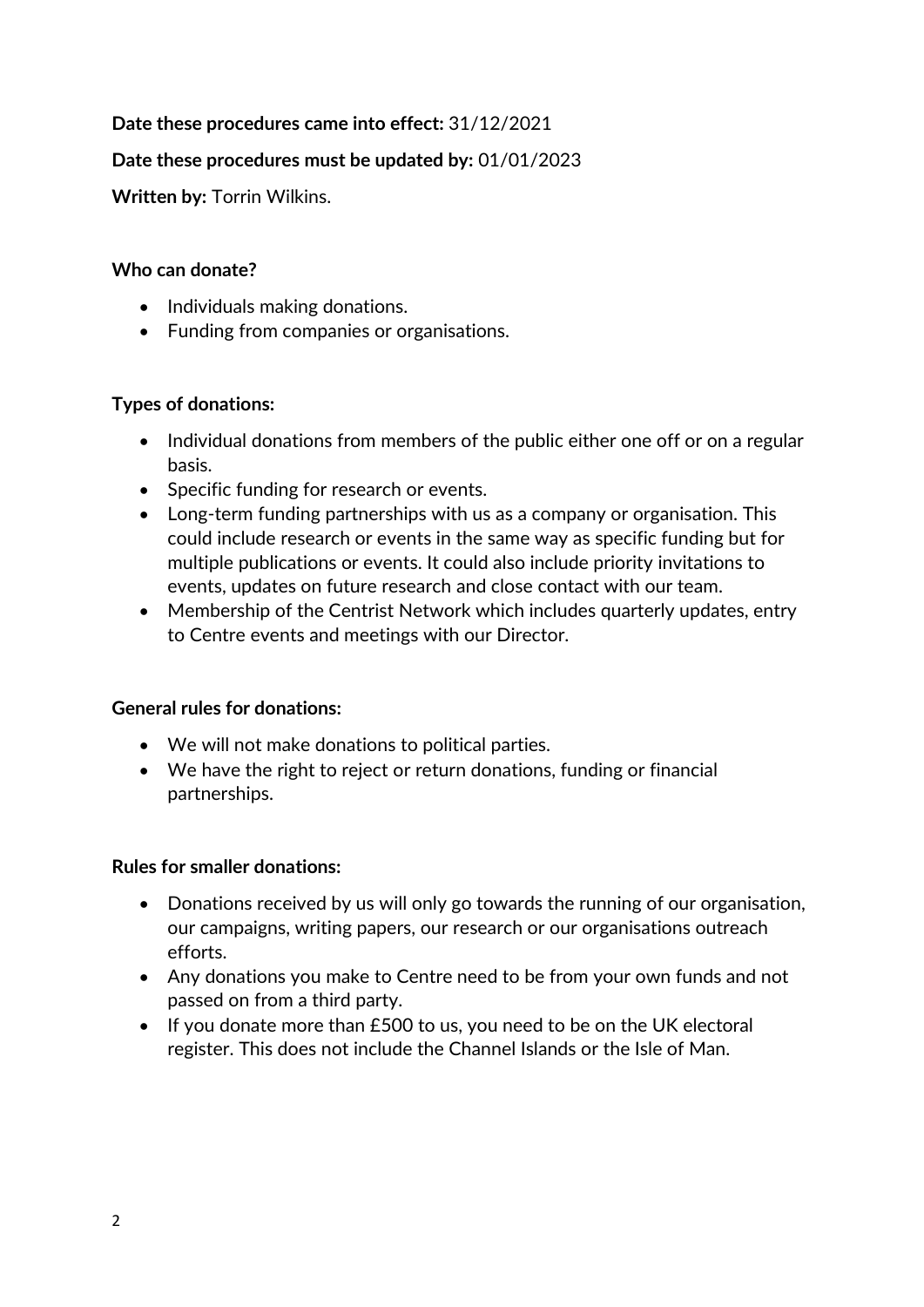**Date these procedures came into effect:** 31/12/2021

**Date these procedures must be updated by:** 01/01/2023

**Written by:** Torrin Wilkins.

**Who can donate?**

- Individuals making donations.
- Funding from companies or organisations.

**Types of donations:**

- Individual donations from members of the public either one off or on a regular basis.
- Specific funding for research or events.
- Long-term funding partnerships with us as a company or organisation. This could include research or events in the same way as specific funding but for multiple publications or events. It could also include priority invitations to events, updates on future research and close contact with our team.
- Membership of the Centrist Network which includes quarterly updates, entry to Centre events and meetings with our Director.

**General rules for donations:**

- We will not make donations to political parties.
- We have the right to reject or return donations, funding or financial partnerships.

**Rules for smaller donations:**

- Donations received by us will only go towards the running of our organisation, our campaigns, writing papers, our research or our organisations outreach efforts.
- Any donations you make to Centre need to be from your own funds and not passed on from a third party.
- If you donate more than £500 to us, you need to be on the UK electoral register. This does not include the Channel Islands or the Isle of Man.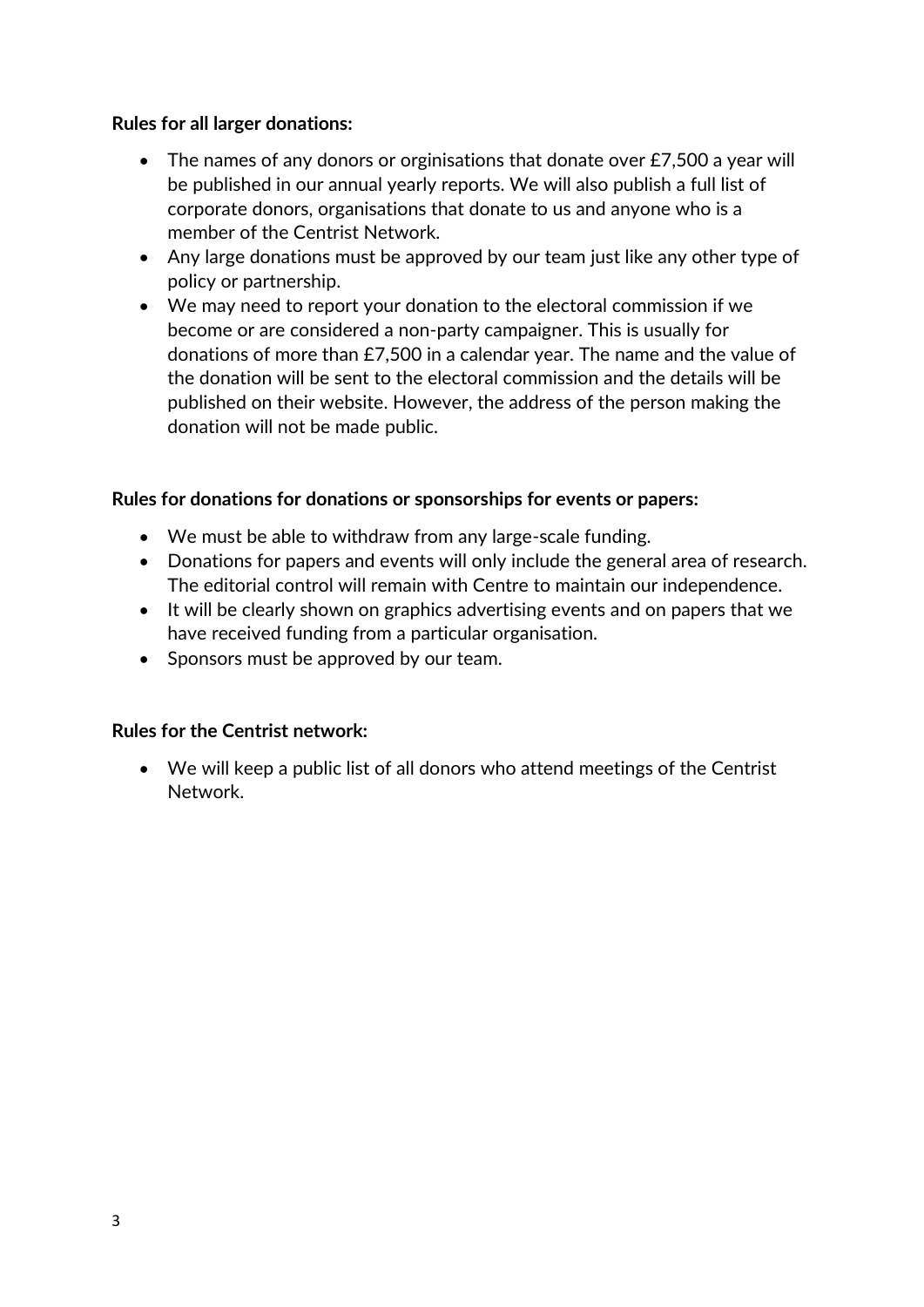**Rules for all larger donations:**

- The names of any donors or orginisations that donate over £7,500 a year will be published in our annual yearly reports. We will also publish a full list of corporate donors, organisations that donate to us and anyone who is a member of the Centrist Network.
- Any large donations must be approved by our team just like any other type of policy or partnership.
- We may need to report your donation to the electoral commission if we become or are considered a non-party campaigner. This is usually for donations of more than £7,500 in a calendar year. The name and the value of the donation will be sent to the electoral commission and the details will be published on their website. However, the address of the person making the donation will not be made public.

**Rules for donations for donations or sponsorships for events or papers:**

- We must be able to withdraw from any large-scale funding.
- Donations for papers and events will only include the general area of research. The editorial control will remain with Centre to maintain our independence.
- It will be clearly shown on graphics advertising events and on papers that we have received funding from a particular organisation.
- Sponsors must be approved by our team.

**Rules for the Centrist network:**

- We will keep a public list of all donors who attend meetings of the Centrist Network.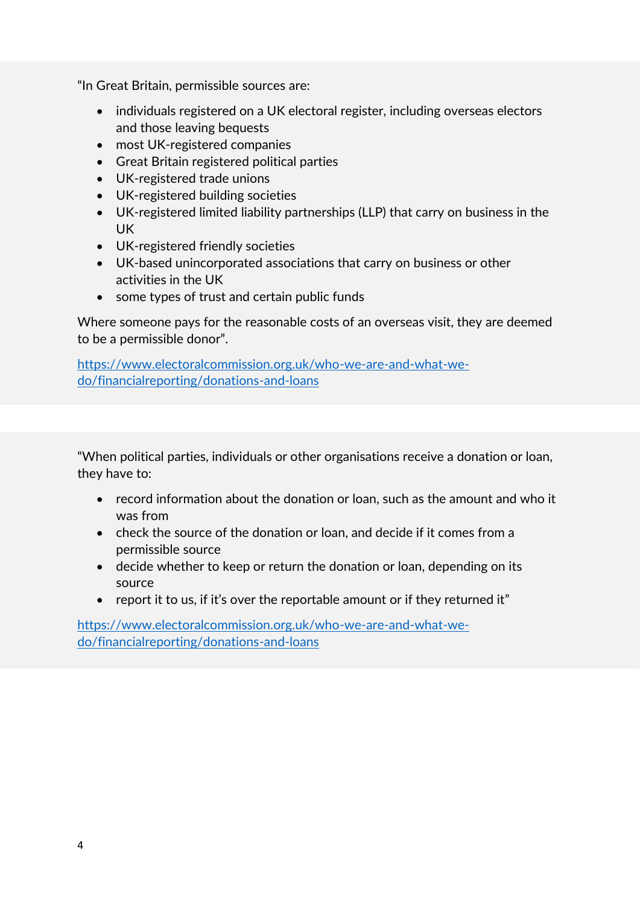"In Great Britain, permissible sources are:

- individuals registered on a UK electoral register, including overseas electors and those leaving bequests
- most UK-registered companies
- Great Britain registered political parties
- UK-registered trade unions
- UK-registered building societies
- UK-registered limited liability partnerships (LLP) that carry on business in the UK
- UK-registered friendly societies
- UK-based unincorporated associations that carry on business or other activities in the UK
- some types of trust and certain public funds

Where someone pays for the reasonable costs of an overseas visit, they are deemed to be a permissible donor".

[https://www.electoralcommission.org.uk/who-we-are-and-what-we-do/financialreporting/donations-and-loans](https://www.electoralcommission.org.uk/who-we-are-and-what-we-do/financialreporting/donations-and-loans)

"When political parties, individuals or other organisations receive a donation or loan, they have to:

- record information about the donation or loan, such as the amount and who it was from
- check the source of the donation or loan, and decide if it comes from a permissible source
- decide whether to keep or return the donation or loan, depending on its source
- report it to us, if it's over the reportable amount or if they returned it"

[https://www.electoralcommission.org.uk/who-we-are-and-what-we-do/financialreporting/donations-and-loans](https://www.electoralcommission.org.uk/who-we-are-and-what-we-do/financialreporting/donations-and-loans)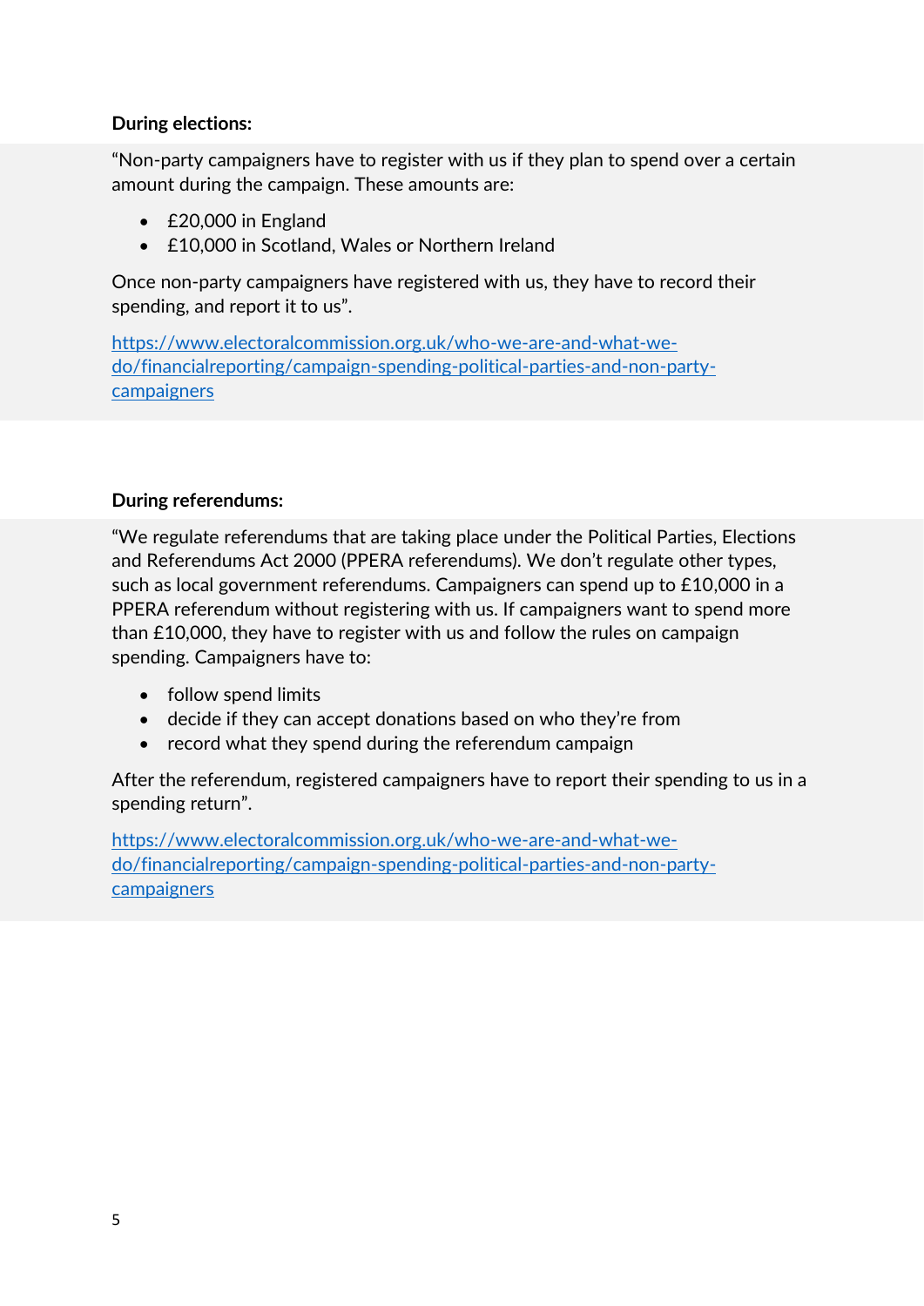**During elections:**

“Non-party campaigners have to register with us if they plan to spend over a certain amount during the campaign. These amounts are:

- £20,000 in England
- £10,000 in Scotland, Wales or Northern Ireland

Once non-party campaigners have registered with us, they have to record their spending, and report it to us”.

https://www.electoralcommission.org.uk/who-we-are-and-what-we-do/financialreporting/campaign-spending-political-parties-and-non-party-campaigners

**During referendums:**

“We regulate referendums that are taking place under the Political Parties, Elections and Referendums Act 2000 (PPERA referendums). We don’t regulate other types, such as local government referendums. Campaigners can spend up to £10,000 in a PPERA referendum without registering with us. If campaigners want to spend more than £10,000, they have to register with us and follow the rules on campaign spending. Campaigners have to:

- follow spend limits
- decide if they can accept donations based on who they’re from
- record what they spend during the referendum campaign

After the referendum, registered campaigners have to report their spending to us in a spending return”.

https://www.electoralcommission.org.uk/who-we-are-and-what-we-do/financialreporting/campaign-spending-political-parties-and-non-party-campaigners